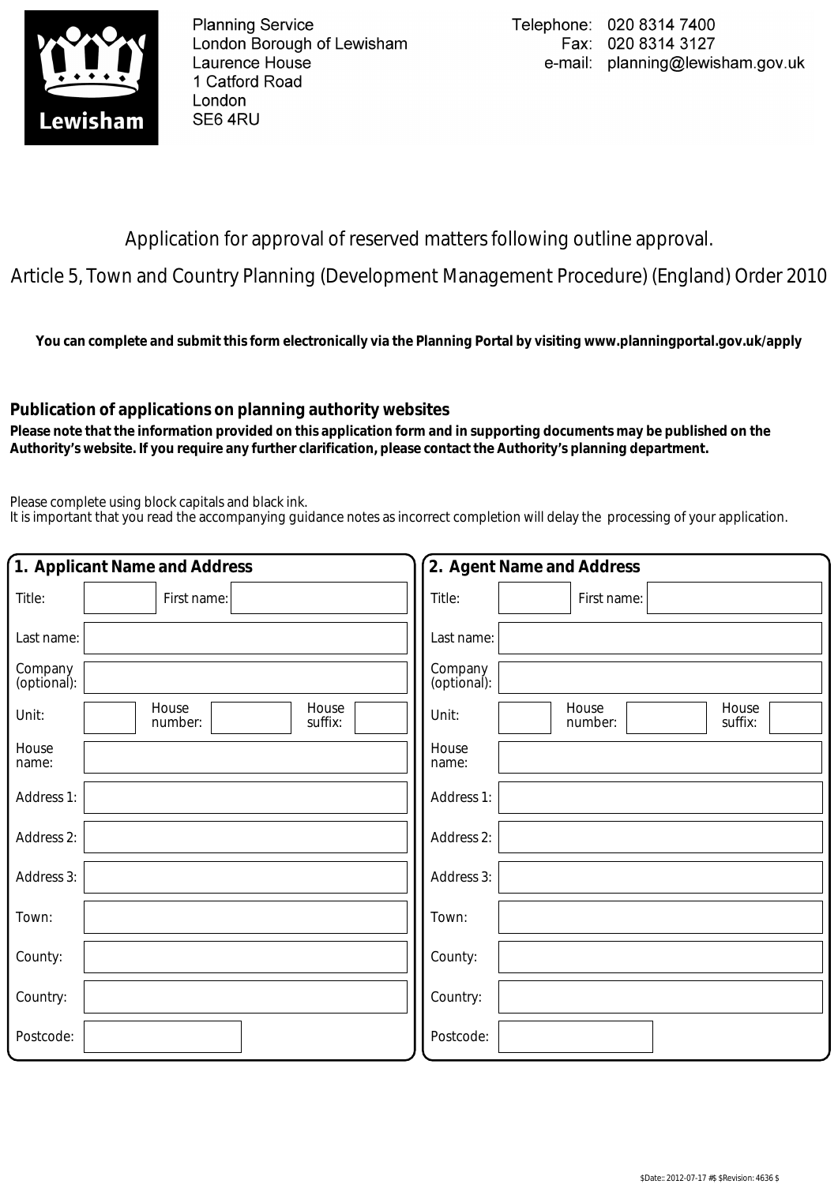Planning Service
London Borough of Lewisham
Laurence House
1 Catford Road
London
SE6 4RU

Telephone: 020 8314 7400
Fax: 020 8314 3127
e-mail: planning@lewisham.gov.uk

# Application for approval of reserved matters following outline approval.

## Article 5, Town and Country Planning (Development Management Procedure) (England) Order 2010

**You can complete and submit this form electronically via the Planning Portal by visiting www.planningportal.gov.uk/apply**

### Publication of applications on planning authority websites

**Please note that the information provided on this application form and in supporting documents may be published on the Authority's website. If you require any further clarification, please contact the Authority's planning department.**

Please complete using block capitals and black ink.
It is important that you read the accompanying guidance notes as incorrect completion will delay the processing of your application.

### 1. Applicant Name and Address

| | |
|---|---|
| Title: | First name: |
| Last name: | |
| Company (optional): | |
| Unit: | House number: House suffix: |
| House name: | |
| Address 1: | |
| Address 2: | |
| Address 3: | |
| Town: | |
| County: | |
| Country: | |
| Postcode: | |

### 2. Agent Name and Address

| | |
|---|---|
| Title: | First name: |
| Last name: | |
| Company (optional): | |
| Unit: | House number: House suffix: |
| House name: | |
| Address 1: | |
| Address 2: | |
| Address 3: | |
| Town: | |
| County: | |
| Country: | |
| Postcode: | |

$Date:: 2012-07-17 #$ $Revision: 4636 $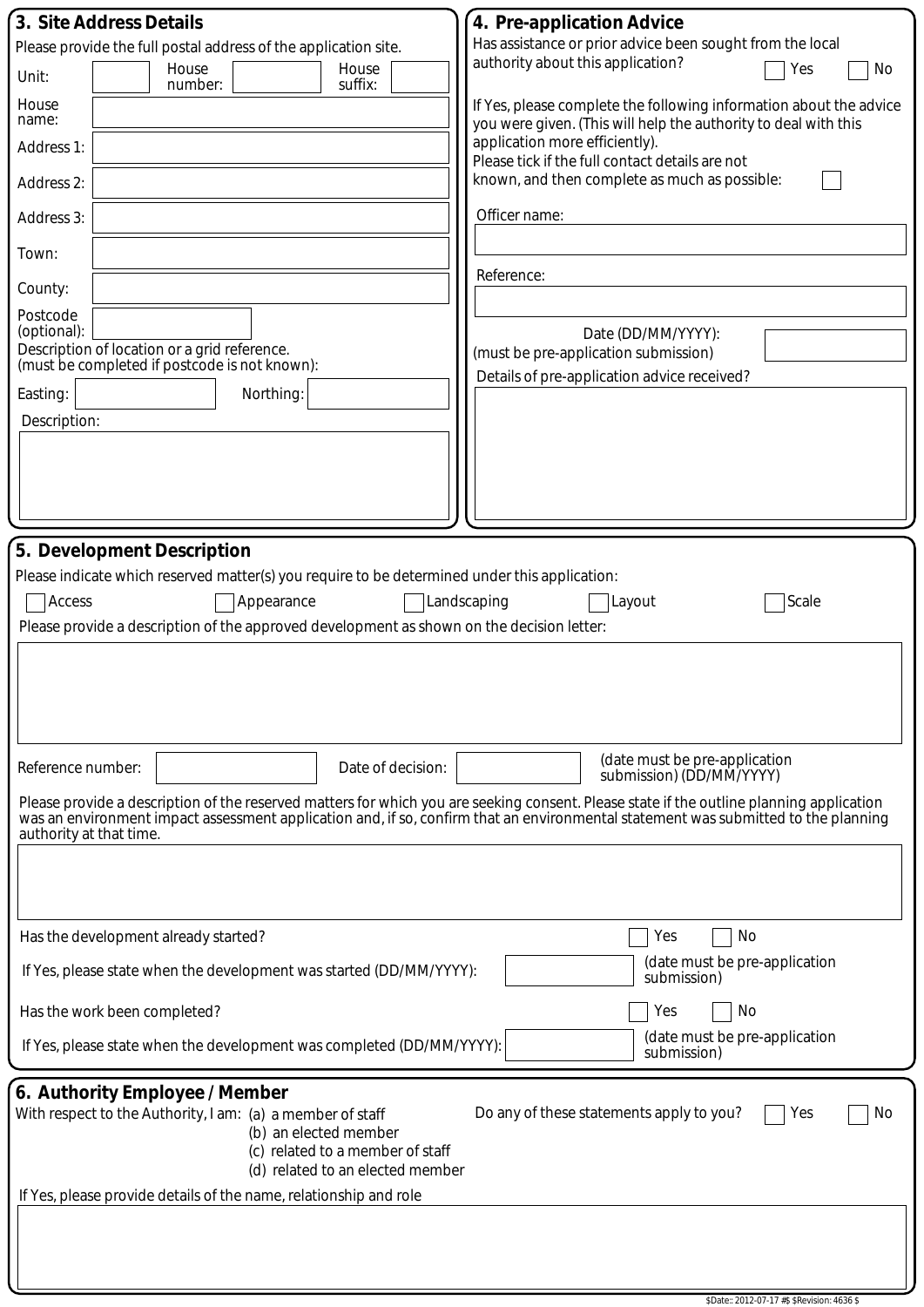## 3. Site Address Details

Please provide the full postal address of the application site.

Unit: _____ House number: _____ House suffix: _____

House name: _____

Address 1: _____

Address 2: _____

Address 3: _____

Town: _____

County: _____

Postcode (optional): _____

Description of location or a grid reference.
(must be completed if postcode is not known):

Easting: _____ Northing: _____

Description:

## 4. Pre-application Advice

Has assistance or prior advice been sought from the local authority about this application? ☐ Yes ☐ No

If Yes, please complete the following information about the advice you were given. (This will help the authority to deal with this application more efficiently).

Please tick if the full contact details are not known, and then complete as much as possible: ☐

Officer name:

Reference:

Date (DD/MM/YYYY):
(must be pre-application submission)

Details of pre-application advice received?

## 5. Development Description

Please indicate which reserved matter(s) you require to be determined under this application:

☐ Access ☐ Appearance ☐ Landscaping ☐ Layout ☐ Scale

Please provide a description of the approved development as shown on the decision letter:

Reference number: _____ Date of decision: _____ (date must be pre-application submission) (DD/MM/YYYY)

Please provide a description of the reserved matters for which you are seeking consent. Please state if the outline planning application was an environment impact assessment application and, if so, confirm that an environmental statement was submitted to the planning authority at that time.

Has the development already started? ☐ Yes ☐ No

If Yes, please state when the development was started (DD/MM/YYYY): _____ (date must be pre-application submission)

Has the work been completed? ☐ Yes ☐ No

If Yes, please state when the development was completed (DD/MM/YYYY): _____ (date must be pre-application submission)

## 6. Authority Employee / Member

With respect to the Authority, I am:
(a) a member of staff
(b) an elected member
(c) related to a member of staff
(d) related to an elected member

Do any of these statements apply to you? ☐ Yes ☐ No

If Yes, please provide details of the name, relationship and role

$Date:: 2012-07-17 #$ $Revision: 4636 $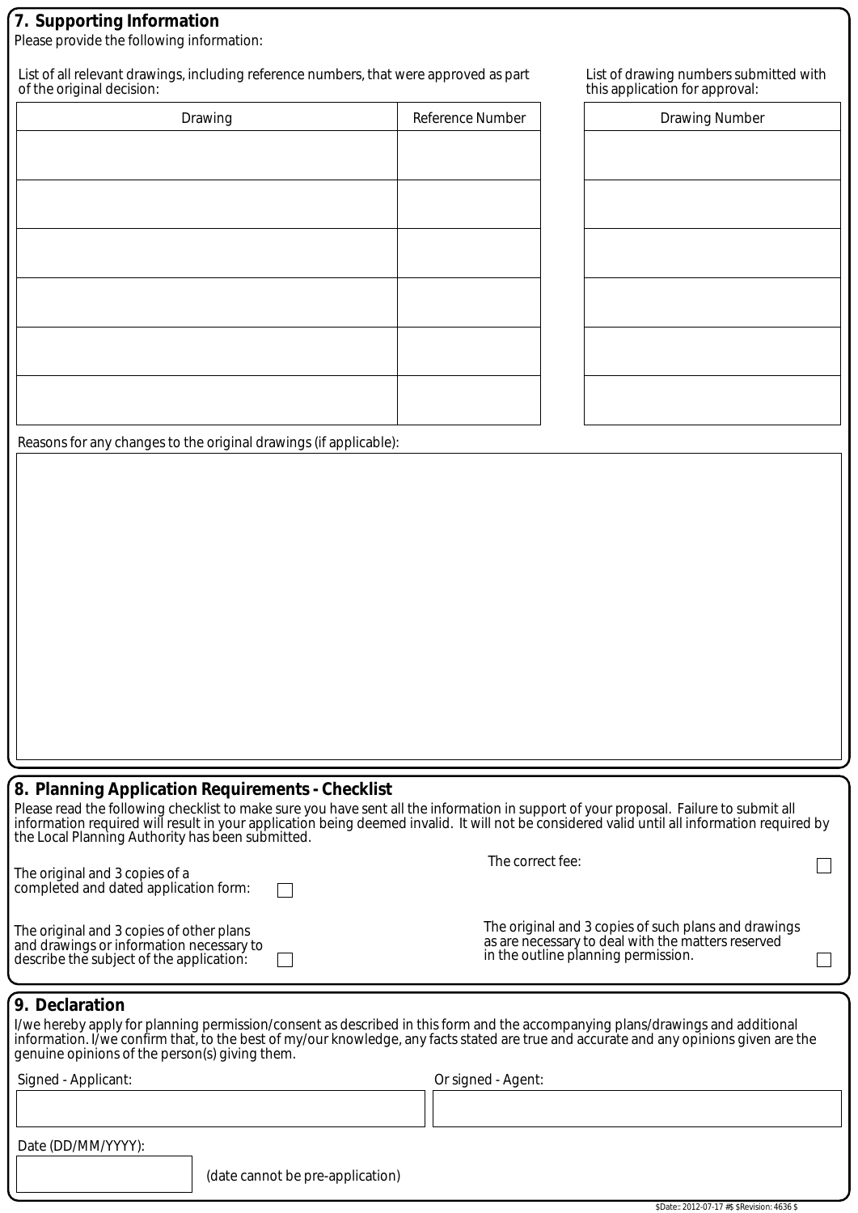## 7. Supporting Information

Please provide the following information:

List of all relevant drawings, including reference numbers, that were approved as part of the original decision:

| Drawing | Reference Number |
|---|---|
| | |
| | |
| | |
| | |
| | |
| | |

List of drawing numbers submitted with this application for approval:

| Drawing Number |
|---|
| |
| |
| |
| |
| |
| |

Reasons for any changes to the original drawings (if applicable):

## 8. Planning Application Requirements - Checklist

Please read the following checklist to make sure you have sent all the information in support of your proposal. Failure to submit all information required will result in your application being deemed invalid. It will not be considered valid until all information required by the Local Planning Authority has been submitted.

- The original and 3 copies of a completed and dated application form: ☐
- The correct fee: ☐
- The original and 3 copies of other plans and drawings or information necessary to describe the subject of the application: ☐
- The original and 3 copies of such plans and drawings as are necessary to deal with the matters reserved in the outline planning permission. ☐

## 9. Declaration

I/we hereby apply for planning permission/consent as described in this form and the accompanying plans/drawings and additional information. I/we confirm that, to the best of my/our knowledge, any facts stated are true and accurate and any opinions given are the genuine opinions of the person(s) giving them.

Signed - Applicant:

Or signed - Agent:

Date (DD/MM/YYYY):

(date cannot be pre-application)

$Date:: 2012-07-17 #$ $Revision: 4636 $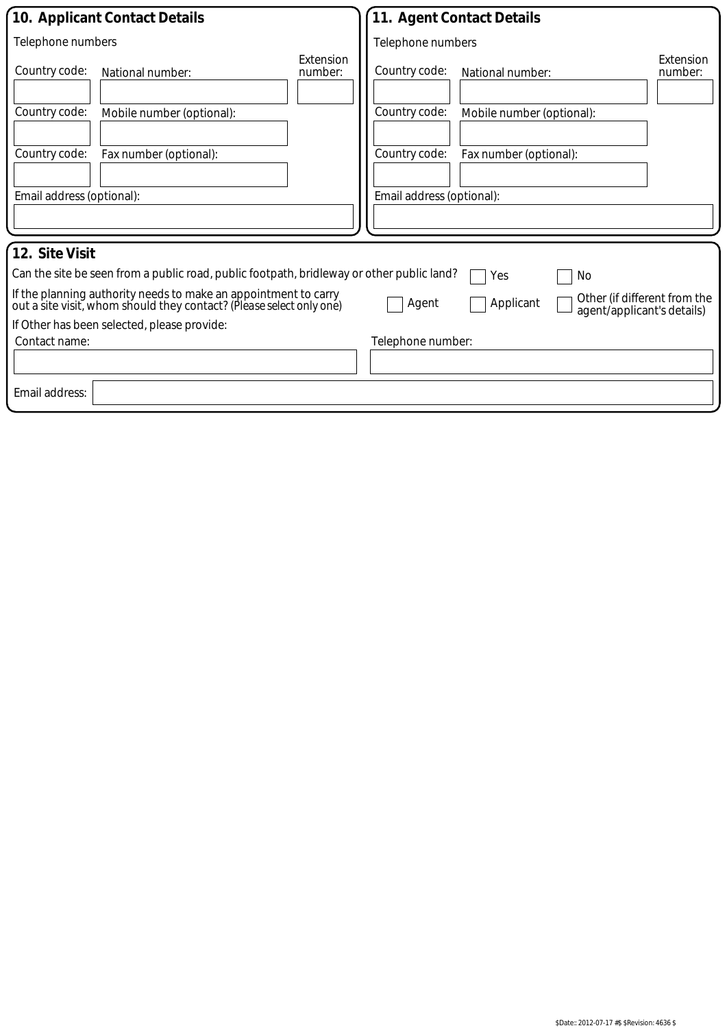## 10. Applicant Contact Details

Telephone numbers

| Country code: | National number: | Extension number: |
| --- | --- | --- |
| | | |

| Country code: | Mobile number (optional): |
| --- | --- |
| | |

| Country code: | Fax number (optional): |
| --- | --- |
| | |

Email address (optional):

## 11. Agent Contact Details

Telephone numbers

| Country code: | National number: | Extension number: |
| --- | --- | --- |
| | | |

| Country code: | Mobile number (optional): |
| --- | --- |
| | |

| Country code: | Fax number (optional): |
| --- | --- |
| | |

Email address (optional):

## 12. Site Visit

Can the site be seen from a public road, public footpath, bridleway or other public land? ☐ Yes ☐ No

If the planning authority needs to make an appointment to carry out a site visit, whom should they contact? (Please select only one) ☐ Agent ☐ Applicant ☐ Other (if different from the agent/applicant's details)

If Other has been selected, please provide:

| Contact name: | Telephone number: |
| --- | --- |
| | |

Email address: